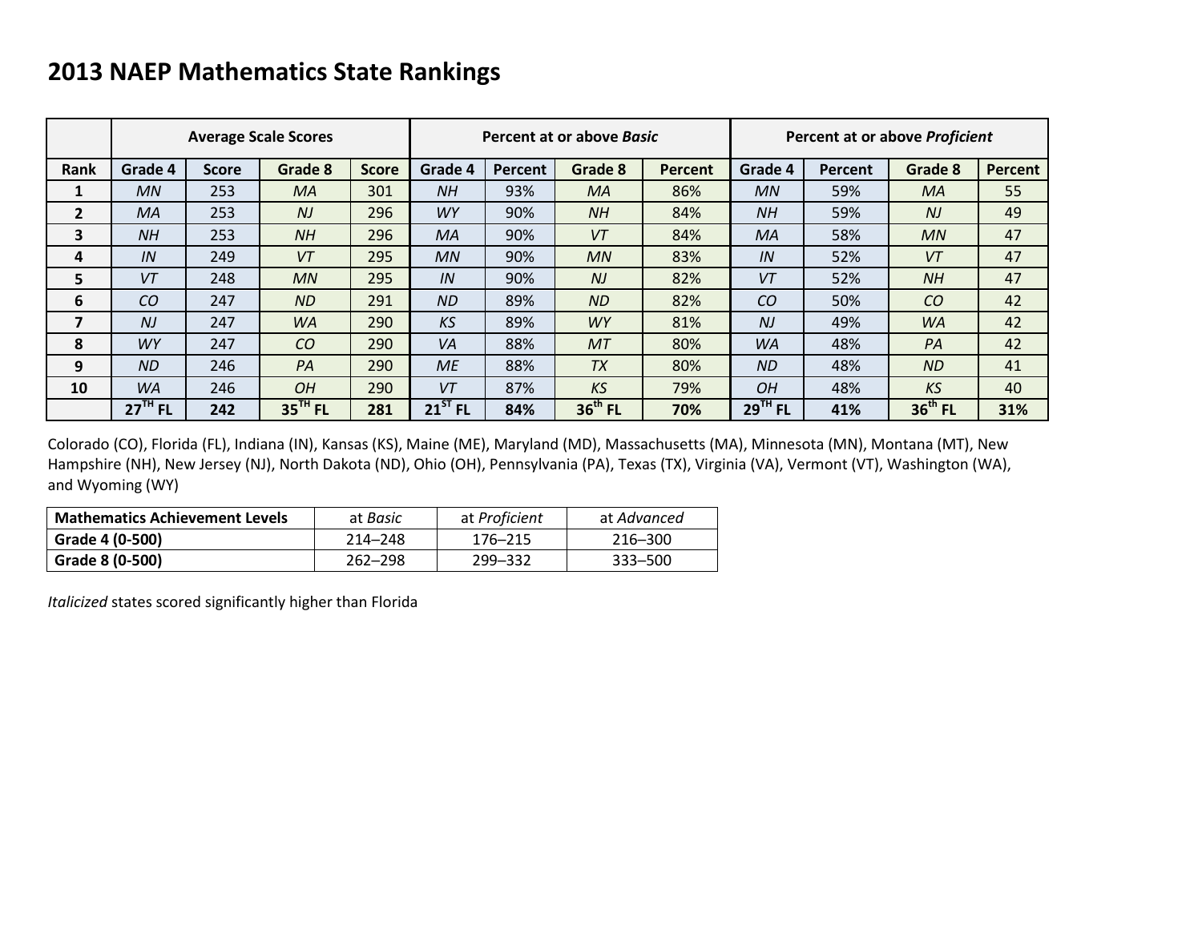# 2013 NAEP Mathematics State Rankings

| | Average Scale Scores | | | | Percent at or above *Basic* | | | | Percent at or above *Proficient* | | | |
|---|---|---|---|---|---|---|---|---|---|---|---|---|
| **Rank** | **Grade 4** | **Score** | **Grade 8** | **Score** | **Grade 4** | **Percent** | **Grade 8** | **Percent** | **Grade 4** | **Percent** | **Grade 8** | **Percent** |
| **1** | *MN* | 253 | *MA* | 301 | *NH* | 93% | *MA* | 86% | *MN* | 59% | *MA* | 55 |
| **2** | *MA* | 253 | *NJ* | 296 | *WY* | 90% | *NH* | 84% | *NH* | 59% | *NJ* | 49 |
| **3** | *NH* | 253 | *NH* | 296 | *MA* | 90% | *VT* | 84% | *MA* | 58% | *MN* | 47 |
| **4** | *IN* | 249 | *VT* | 295 | *MN* | 90% | *MN* | 83% | *IN* | 52% | *VT* | 47 |
| **5** | *VT* | 248 | *MN* | 295 | *IN* | 90% | *NJ* | 82% | *VT* | 52% | *NH* | 47 |
| **6** | *CO* | 247 | *ND* | 291 | *ND* | 89% | *ND* | 82% | *CO* | 50% | *CO* | 42 |
| **7** | *NJ* | 247 | *WA* | 290 | *KS* | 89% | *WY* | 81% | *NJ* | 49% | *WA* | 42 |
| **8** | *WY* | 247 | *CO* | 290 | *VA* | 88% | *MT* | 80% | *WA* | 48% | *PA* | 42 |
| **9** | *ND* | 246 | *PA* | 290 | *ME* | 88% | *TX* | 80% | *ND* | 48% | *ND* | 41 |
| **10** | *WA* | 246 | *OH* | 290 | *VT* | 87% | *KS* | 79% | *OH* | 48% | *KS* | 40 |
| | **27TH FL** | **242** | **35TH FL** | **281** | **21ST FL** | **84%** | **36th FL** | **70%** | **29TH FL** | **41%** | **36th FL** | **31%** |

Colorado (CO), Florida (FL), Indiana (IN), Kansas (KS), Maine (ME), Maryland (MD), Massachusetts (MA), Minnesota (MN), Montana (MT), New Hampshire (NH), New Jersey (NJ), North Dakota (ND), Ohio (OH), Pennsylvania (PA), Texas (TX), Virginia (VA), Vermont (VT), Washington (WA), and Wyoming (WY)

| **Mathematics Achievement Levels** | at *Basic* | at *Proficient* | at *Advanced* |
|---|---|---|---|
| **Grade 4 (0-500)** | 214–248 | 176–215 | 216–300 |
| **Grade 8 (0-500)** | 262–298 | 299–332 | 333–500 |

*Italicized* states scored significantly higher than Florida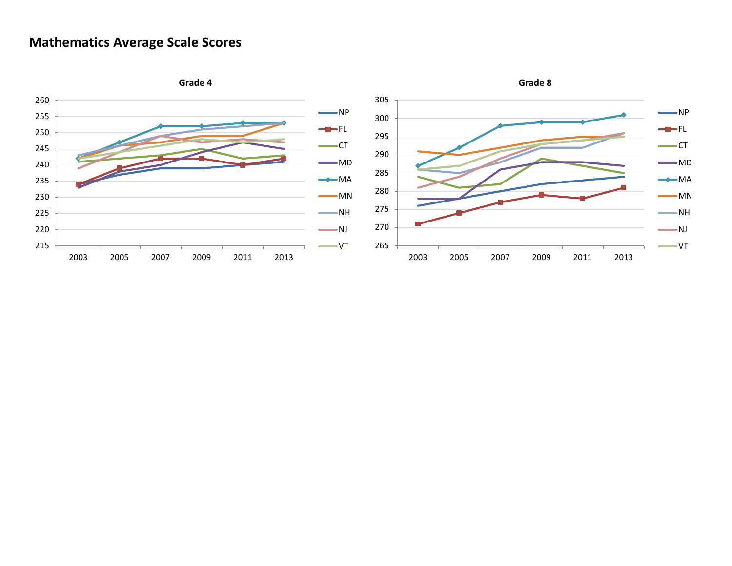# Mathematics Average Scale Scores

**Grade 4**

**Grade 8**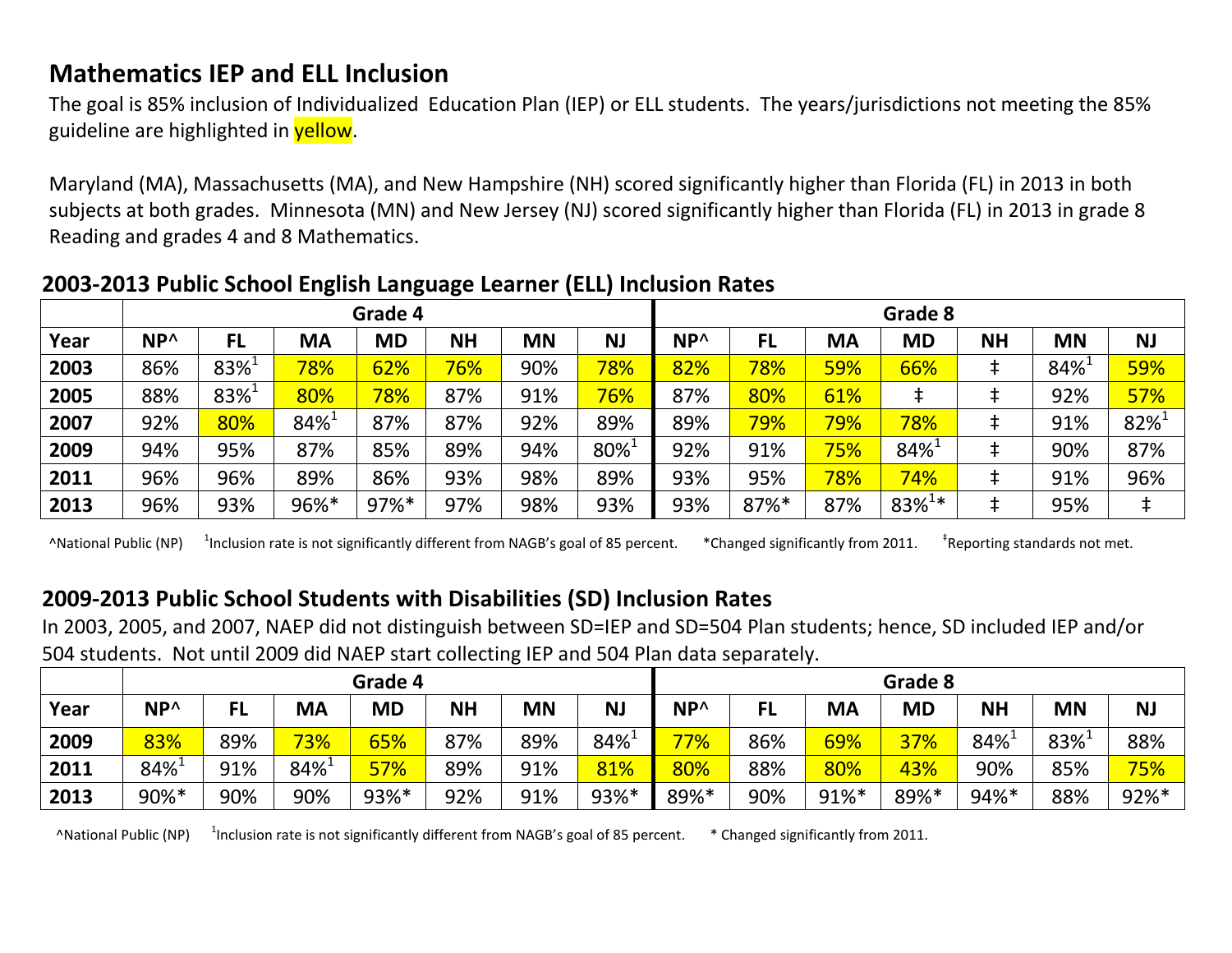## Mathematics IEP and ELL Inclusion

The goal is 85% inclusion of Individualized Education Plan (IEP) or ELL students. The years/jurisdictions not meeting the 85% guideline are highlighted in yellow.

Maryland (MA), Massachusetts (MA), and New Hampshire (NH) scored significantly higher than Florida (FL) in 2013 in both subjects at both grades. Minnesota (MN) and New Jersey (NJ) scored significantly higher than Florida (FL) in 2013 in grade 8 Reading and grades 4 and 8 Mathematics.

### 2003-2013 Public School English Language Learner (ELL) Inclusion Rates

| | Grade 4 | | | | | | | Grade 8 | | | | | | |
|---|---|---|---|---|---|---|---|---|---|---|---|---|---|---|
| **Year** | **NP^** | **FL** | **MA** | **MD** | **NH** | **MN** | **NJ** | **NP^** | **FL** | **MA** | **MD** | **NH** | **MN** | **NJ** |
| **2003** | 86% | 83%[1] | 78% | 62% | 76% | 90% | 78% | 82% | 78% | 59% | 66% | ‡ | 84%[1] | 59% |
| **2005** | 88% | 83%[1] | 80% | 78% | 87% | 91% | 76% | 87% | 80% | 61% | ‡ | ‡ | 92% | 57% |
| **2007** | 92% | 80% | 84%[1] | 87% | 87% | 92% | 89% | 89% | 79% | 79% | 78% | ‡ | 91% | 82%[1] |
| **2009** | 94% | 95% | 87% | 85% | 89% | 94% | 80%[1] | 92% | 91% | 75% | 84%[1] | ‡ | 90% | 87% |
| **2011** | 96% | 96% | 89% | 86% | 93% | 98% | 89% | 93% | 95% | 78% | 74% | ‡ | 91% | 96% |
| **2013** | 96% | 93% | 96%* | 97%* | 97% | 98% | 93% | 93% | 87%* | 87% | 83%[1]* | ‡ | 95% | ‡ |

^National Public (NP)  [1]Inclusion rate is not significantly different from NAGB's goal of 85 percent.  *Changed significantly from 2011.  ‡Reporting standards not met.

### 2009-2013 Public School Students with Disabilities (SD) Inclusion Rates

In 2003, 2005, and 2007, NAEP did not distinguish between SD=IEP and SD=504 Plan students; hence, SD included IEP and/or 504 students. Not until 2009 did NAEP start collecting IEP and 504 Plan data separately.

| | Grade 4 | | | | | | | Grade 8 | | | | | | |
|---|---|---|---|---|---|---|---|---|---|---|---|---|---|---|
| **Year** | **NP^** | **FL** | **MA** | **MD** | **NH** | **MN** | **NJ** | **NP^** | **FL** | **MA** | **MD** | **NH** | **MN** | **NJ** |
| **2009** | 83% | 89% | 73% | 65% | 87% | 89% | 84%[1] | 77% | 86% | 69% | 37% | 84%[1] | 83%[1] | 88% |
| **2011** | 84%[1] | 91% | 84%[1] | 57% | 89% | 91% | 81% | 80% | 88% | 80% | 43% | 90% | 85% | 75% |
| **2013** | 90%* | 90% | 90% | 93%* | 92% | 91% | 93%* | 89%* | 90% | 91%* | 89%* | 94%* | 88% | 92%* |

^National Public (NP)  [1]Inclusion rate is not significantly different from NAGB's goal of 85 percent.  * Changed significantly from 2011.